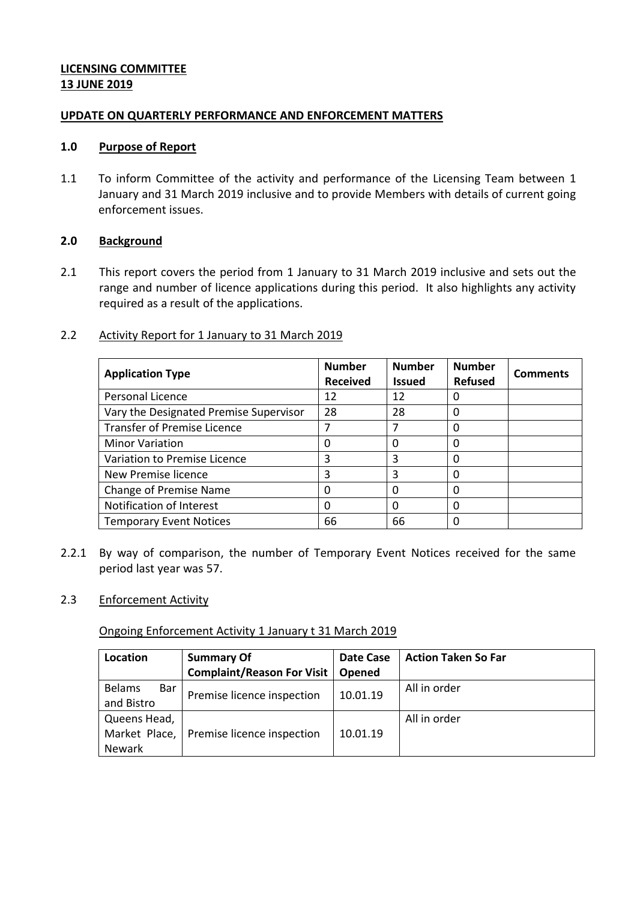**LICENSING COMMITTEE**
**13 JUNE 2019**

**UPDATE ON QUARTERLY PERFORMANCE AND ENFORCEMENT MATTERS**

**1.0 Purpose of Report**

1.1 To inform Committee of the activity and performance of the Licensing Team between 1 January and 31 March 2019 inclusive and to provide Members with details of current going enforcement issues.

**2.0 Background**

2.1 This report covers the period from 1 January to 31 March 2019 inclusive and sets out the range and number of licence applications during this period. It also highlights any activity required as a result of the applications.

2.2 Activity Report for 1 January to 31 March 2019

| Application Type | Number Received | Number Issued | Number Refused | Comments |
|---|---|---|---|---|
| Personal Licence | 12 | 12 | 0 | |
| Vary the Designated Premise Supervisor | 28 | 28 | 0 | |
| Transfer of Premise Licence | 7 | 7 | 0 | |
| Minor Variation | 0 | 0 | 0 | |
| Variation to Premise Licence | 3 | 3 | 0 | |
| New Premise licence | 3 | 3 | 0 | |
| Change of Premise Name | 0 | 0 | 0 | |
| Notification of Interest | 0 | 0 | 0 | |
| Temporary Event Notices | 66 | 66 | 0 | |

2.2.1 By way of comparison, the number of Temporary Event Notices received for the same period last year was 57.

2.3 Enforcement Activity

Ongoing Enforcement Activity 1 January t 31 March 2019

| Location | Summary Of Complaint/Reason For Visit | Date Case Opened | Action Taken So Far |
|---|---|---|---|
| Belams Bar and Bistro | Premise licence inspection | 10.01.19 | All in order |
| Queens Head, Market Place, Newark | Premise licence inspection | 10.01.19 | All in order |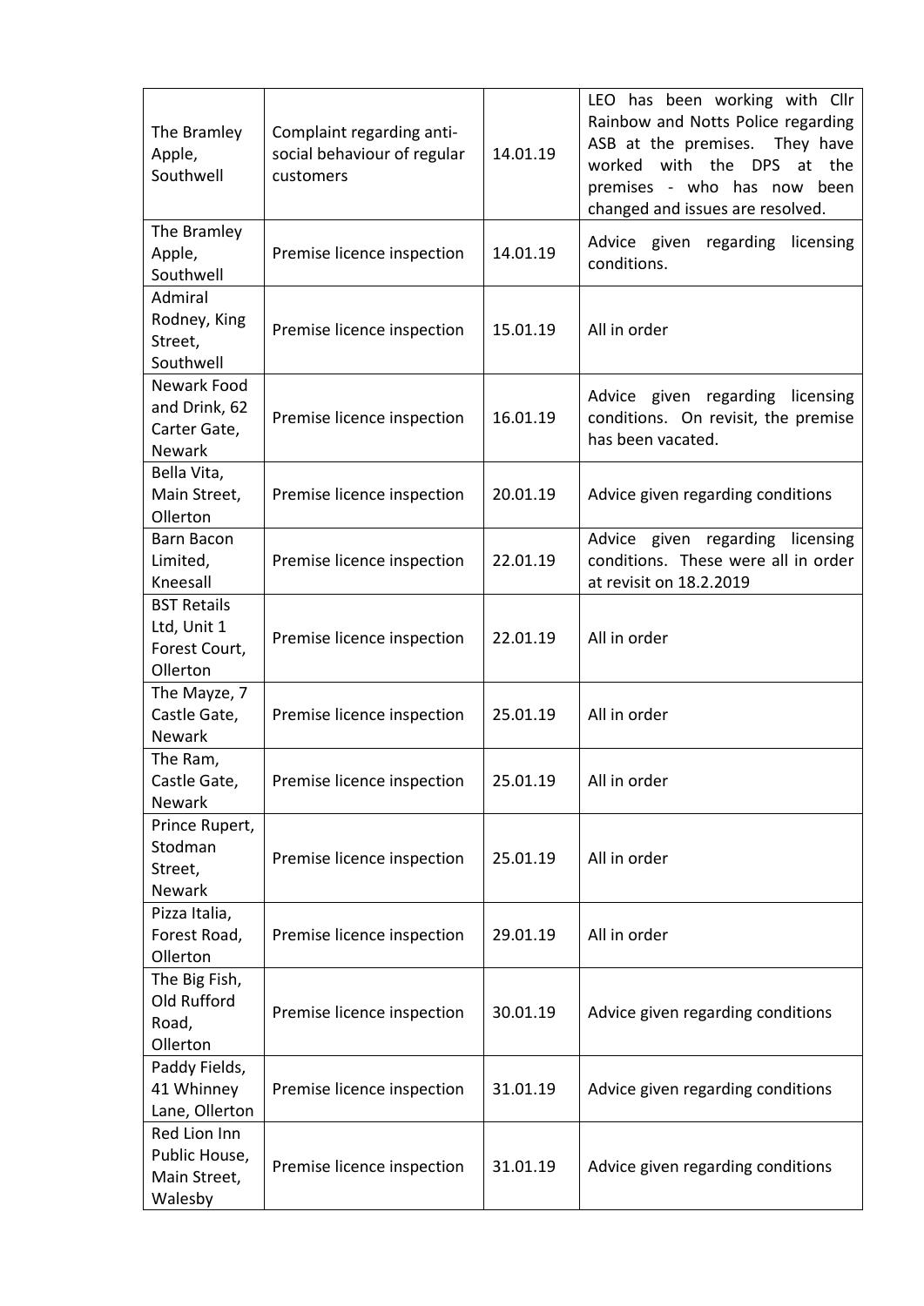| | | | |
|---|---|---|---|
| The Bramley Apple, Southwell | Complaint regarding anti-social behaviour of regular customers | 14.01.19 | LEO has been working with Cllr Rainbow and Notts Police regarding ASB at the premises. They have worked with the DPS at the premises - who has now been changed and issues are resolved. |
| The Bramley Apple, Southwell | Premise licence inspection | 14.01.19 | Advice given regarding licensing conditions. |
| Admiral Rodney, King Street, Southwell | Premise licence inspection | 15.01.19 | All in order |
| Newark Food and Drink, 62 Carter Gate, Newark | Premise licence inspection | 16.01.19 | Advice given regarding licensing conditions. On revisit, the premise has been vacated. |
| Bella Vita, Main Street, Ollerton | Premise licence inspection | 20.01.19 | Advice given regarding conditions |
| Barn Bacon Limited, Kneesall | Premise licence inspection | 22.01.19 | Advice given regarding licensing conditions. These were all in order at revisit on 18.2.2019 |
| BST Retails Ltd, Unit 1 Forest Court, Ollerton | Premise licence inspection | 22.01.19 | All in order |
| The Mayze, 7 Castle Gate, Newark | Premise licence inspection | 25.01.19 | All in order |
| The Ram, Castle Gate, Newark | Premise licence inspection | 25.01.19 | All in order |
| Prince Rupert, Stodman Street, Newark | Premise licence inspection | 25.01.19 | All in order |
| Pizza Italia, Forest Road, Ollerton | Premise licence inspection | 29.01.19 | All in order |
| The Big Fish, Old Rufford Road, Ollerton | Premise licence inspection | 30.01.19 | Advice given regarding conditions |
| Paddy Fields, 41 Whinney Lane, Ollerton | Premise licence inspection | 31.01.19 | Advice given regarding conditions |
| Red Lion Inn Public House, Main Street, Walesby | Premise licence inspection | 31.01.19 | Advice given regarding conditions |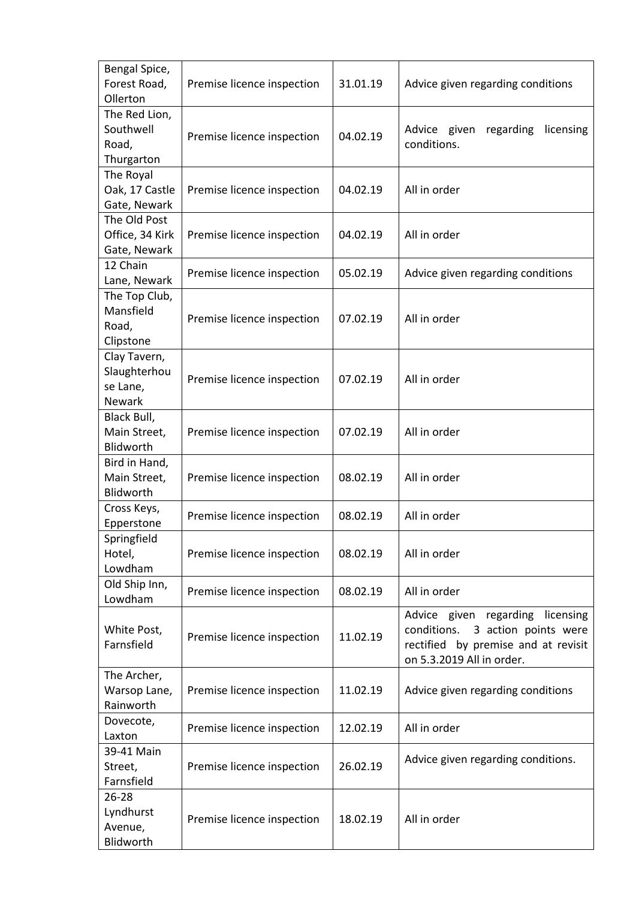| Bengal Spice, Forest Road, Ollerton | Premise licence inspection | 31.01.19 | Advice given regarding conditions |
|---|---|---|---|
| The Red Lion, Southwell Road, Thurgarton | Premise licence inspection | 04.02.19 | Advice given regarding licensing conditions. |
| The Royal Oak, 17 Castle Gate, Newark | Premise licence inspection | 04.02.19 | All in order |
| The Old Post Office, 34 Kirk Gate, Newark | Premise licence inspection | 04.02.19 | All in order |
| 12 Chain Lane, Newark | Premise licence inspection | 05.02.19 | Advice given regarding conditions |
| The Top Club, Mansfield Road, Clipstone | Premise licence inspection | 07.02.19 | All in order |
| Clay Tavern, Slaughterhouse Lane, Newark | Premise licence inspection | 07.02.19 | All in order |
| Black Bull, Main Street, Blidworth | Premise licence inspection | 07.02.19 | All in order |
| Bird in Hand, Main Street, Blidworth | Premise licence inspection | 08.02.19 | All in order |
| Cross Keys, Epperstone | Premise licence inspection | 08.02.19 | All in order |
| Springfield Hotel, Lowdham | Premise licence inspection | 08.02.19 | All in order |
| Old Ship Inn, Lowdham | Premise licence inspection | 08.02.19 | All in order |
| White Post, Farnsfield | Premise licence inspection | 11.02.19 | Advice given regarding licensing conditions. 3 action points were rectified by premise and at revisit on 5.3.2019 All in order. |
| The Archer, Warsop Lane, Rainworth | Premise licence inspection | 11.02.19 | Advice given regarding conditions |
| Dovecote, Laxton | Premise licence inspection | 12.02.19 | All in order |
| 39-41 Main Street, Farnsfield | Premise licence inspection | 26.02.19 | Advice given regarding conditions. |
| 26-28 Lyndhurst Avenue, Blidworth | Premise licence inspection | 18.02.19 | All in order |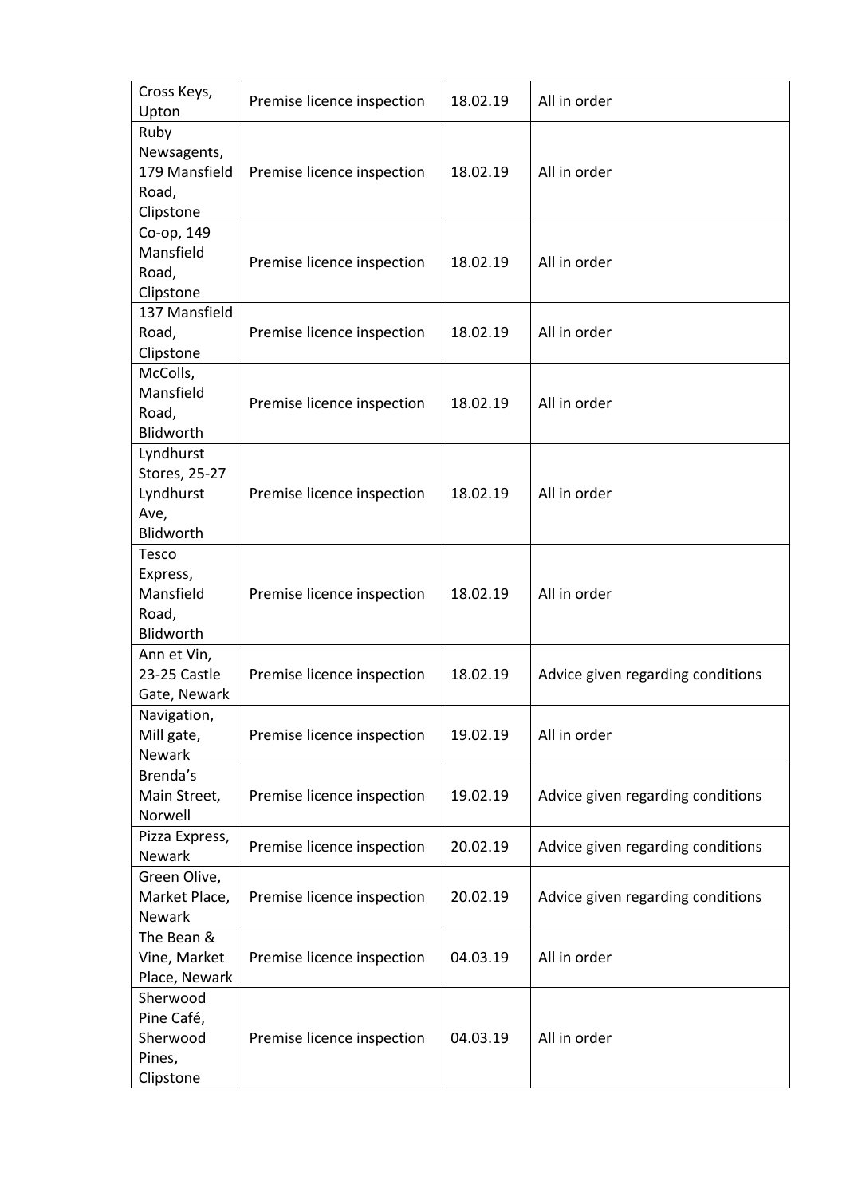| | | | |
|---|---|---|---|
| Cross Keys, Upton | Premise licence inspection | 18.02.19 | All in order |
| Ruby Newsagents, 179 Mansfield Road, Clipstone | Premise licence inspection | 18.02.19 | All in order |
| Co-op, 149 Mansfield Road, Clipstone | Premise licence inspection | 18.02.19 | All in order |
| 137 Mansfield Road, Clipstone | Premise licence inspection | 18.02.19 | All in order |
| McColls, Mansfield Road, Blidworth | Premise licence inspection | 18.02.19 | All in order |
| Lyndhurst Stores, 25-27 Lyndhurst Ave, Blidworth | Premise licence inspection | 18.02.19 | All in order |
| Tesco Express, Mansfield Road, Blidworth | Premise licence inspection | 18.02.19 | All in order |
| Ann et Vin, 23-25 Castle Gate, Newark | Premise licence inspection | 18.02.19 | Advice given regarding conditions |
| Navigation, Mill gate, Newark | Premise licence inspection | 19.02.19 | All in order |
| Brenda's Main Street, Norwell | Premise licence inspection | 19.02.19 | Advice given regarding conditions |
| Pizza Express, Newark | Premise licence inspection | 20.02.19 | Advice given regarding conditions |
| Green Olive, Market Place, Newark | Premise licence inspection | 20.02.19 | Advice given regarding conditions |
| The Bean & Vine, Market Place, Newark | Premise licence inspection | 04.03.19 | All in order |
| Sherwood Pine Café, Sherwood Pines, Clipstone | Premise licence inspection | 04.03.19 | All in order |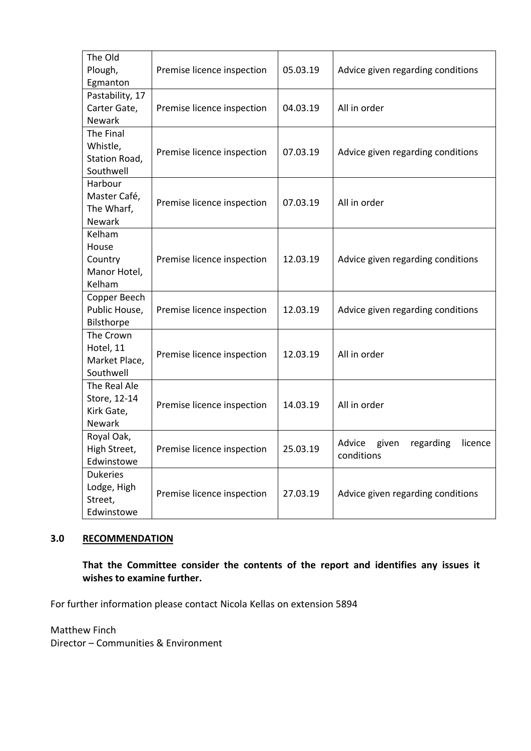| | | | |
|---|---|---|---|
| The Old Plough, Egmanton | Premise licence inspection | 05.03.19 | Advice given regarding conditions |
| Pastability, 17 Carter Gate, Newark | Premise licence inspection | 04.03.19 | All in order |
| The Final Whistle, Station Road, Southwell | Premise licence inspection | 07.03.19 | Advice given regarding conditions |
| Harbour Master Café, The Wharf, Newark | Premise licence inspection | 07.03.19 | All in order |
| Kelham House Country Manor Hotel, Kelham | Premise licence inspection | 12.03.19 | Advice given regarding conditions |
| Copper Beech Public House, Bilsthorpe | Premise licence inspection | 12.03.19 | Advice given regarding conditions |
| The Crown Hotel, 11 Market Place, Southwell | Premise licence inspection | 12.03.19 | All in order |
| The Real Ale Store, 12-14 Kirk Gate, Newark | Premise licence inspection | 14.03.19 | All in order |
| Royal Oak, High Street, Edwinstowe | Premise licence inspection | 25.03.19 | Advice given regarding licence conditions |
| Dukeries Lodge, High Street, Edwinstowe | Premise licence inspection | 27.03.19 | Advice given regarding conditions |

## 3.0 RECOMMENDATION

**That the Committee consider the contents of the report and identifies any issues it wishes to examine further.**

For further information please contact Nicola Kellas on extension 5894

Matthew Finch
Director – Communities & Environment